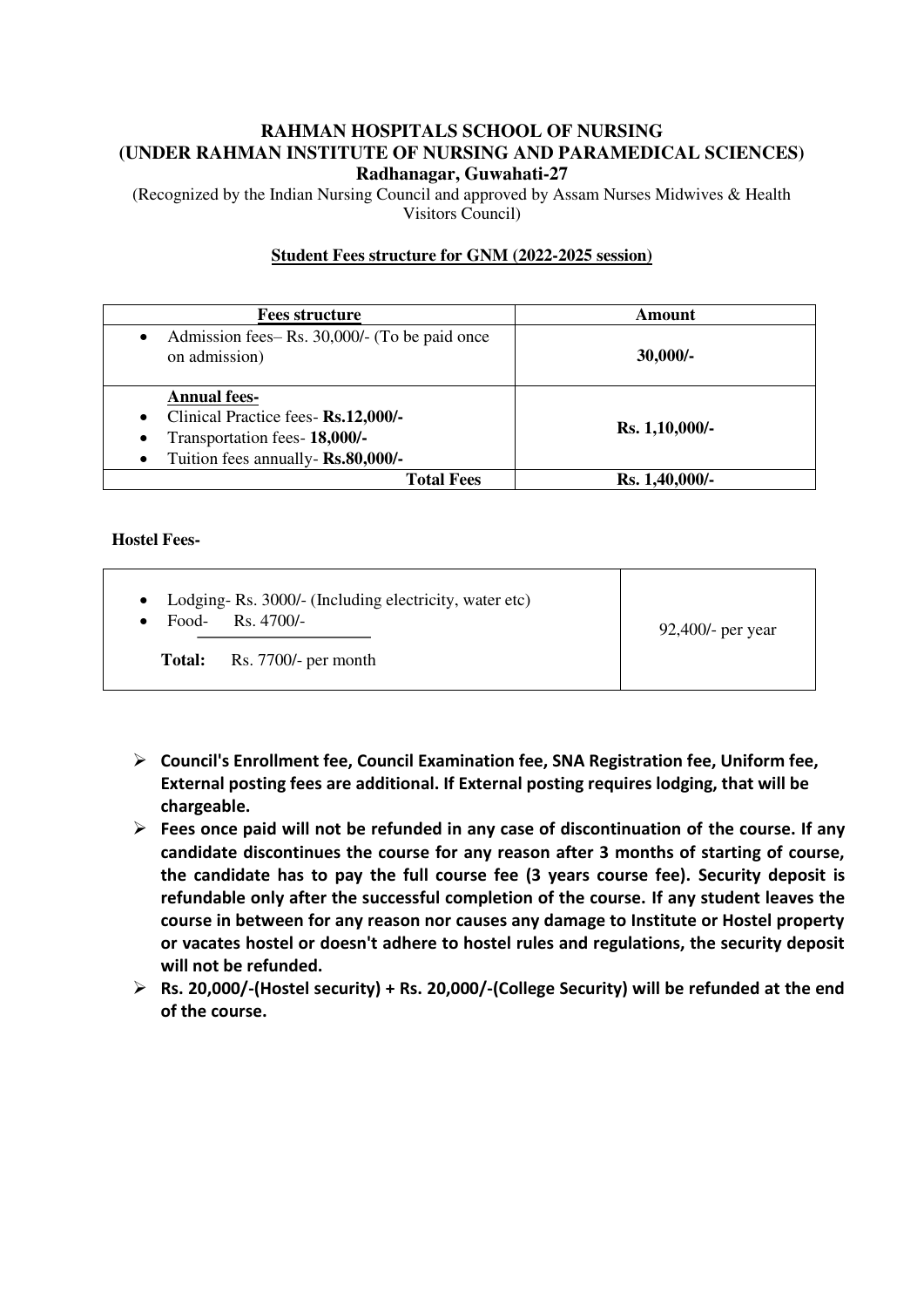# RAHMAN HOSPITALS SCHOOL OF NURSING
## (UNDER RAHMAN INSTITUTE OF NURSING AND PARAMEDICAL SCIENCES)
### Radhanagar, Guwahati-27

(Recognized by the Indian Nursing Council and approved by Assam Nurses Midwives & Health Visitors Council)

**Student Fees structure for GNM (2022-2025 session)**

| **Fees structure** | **Amount** |
| --- | --- |
| • Admission fees– Rs. 30,000/- (To be paid once on admission) | **30,000/-** |
| **Annual fees-**<br>• Clinical Practice fees- **Rs.12,000/-**<br>• Transportation fees- **18,000/-**<br>• Tuition fees annually- **Rs.80,000/-** | **Rs. 1,10,000/-** |
| **Total Fees** | **Rs. 1,40,000/-** |

**Hostel Fees-**

| | |
| --- | --- |
| • Lodging- Rs. 3000/- (Including electricity, water etc)<br>• Food- Rs. 4700/-<br>**Total:** Rs. 7700/- per month | 92,400/- per year |

- **Council's Enrollment fee, Council Examination fee, SNA Registration fee, Uniform fee, External posting fees are additional. If External posting requires lodging, that will be chargeable.**
- **Fees once paid will not be refunded in any case of discontinuation of the course. If any candidate discontinues the course for any reason after 3 months of starting of course, the candidate has to pay the full course fee (3 years course fee). Security deposit is refundable only after the successful completion of the course. If any student leaves the course in between for any reason nor causes any damage to Institute or Hostel property or vacates hostel or doesn't adhere to hostel rules and regulations, the security deposit will not be refunded.**
- **Rs. 20,000/-(Hostel security) + Rs. 20,000/-(College Security) will be refunded at the end of the course.**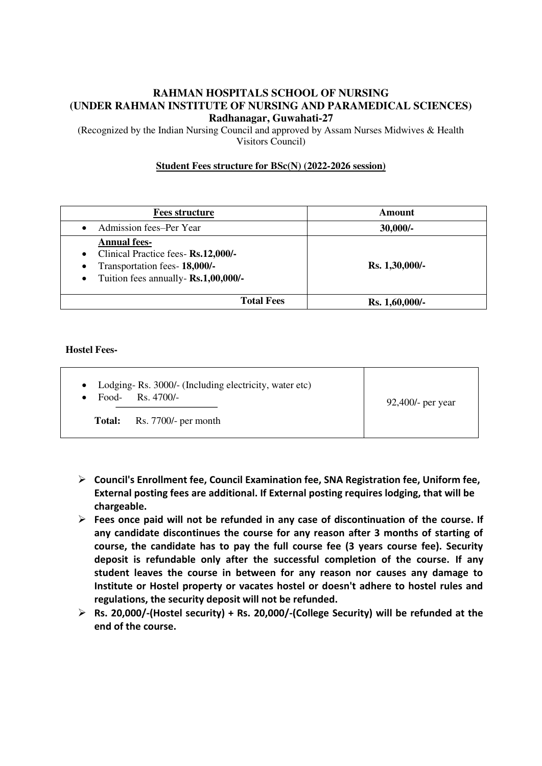**RAHMAN HOSPITALS SCHOOL OF NURSING**
**(UNDER RAHMAN INSTITUTE OF NURSING AND PARAMEDICAL SCIENCES)**
**Radhanagar, Guwahati-27**

(Recognized by the Indian Nursing Council and approved by Assam Nurses Midwives & Health Visitors Council)

**Student Fees structure for BSc(N) (2022-2026 session)**

| **Fees structure** | **Amount** |
|---|---|
| • Admission fees–Per Year | **30,000/-** |
| **Annual fees-**<br>• Clinical Practice fees- **Rs.12,000/-**<br>• Transportation fees- **18,000/-**<br>• Tuition fees annually- **Rs.1,00,000/-** | **Rs. 1,30,000/-** |
| **Total Fees** | **Rs. 1,60,000/-** |

**Hostel Fees-**

| | |
|---|---|
| • Lodging- Rs. 3000/- (Including electricity, water etc)<br>• Food- Rs. 4700/-<br>**Total:** Rs. 7700/- per month | 92,400/- per year |

- **Council's Enrollment fee, Council Examination fee, SNA Registration fee, Uniform fee, External posting fees are additional. If External posting requires lodging, that will be chargeable.**
- **Fees once paid will not be refunded in any case of discontinuation of the course. If any candidate discontinues the course for any reason after 3 months of starting of course, the candidate has to pay the full course fee (3 years course fee). Security deposit is refundable only after the successful completion of the course. If any student leaves the course in between for any reason nor causes any damage to Institute or Hostel property or vacates hostel or doesn't adhere to hostel rules and regulations, the security deposit will not be refunded.**
- **Rs. 20,000/-(Hostel security) + Rs. 20,000/-(College Security) will be refunded at the end of the course.**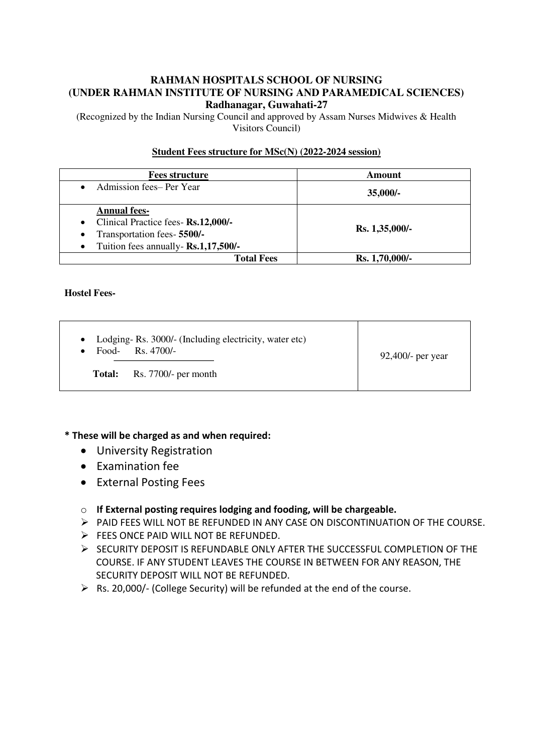**RAHMAN HOSPITALS SCHOOL OF NURSING**
**(UNDER RAHMAN INSTITUTE OF NURSING AND PARAMEDICAL SCIENCES)**
**Radhanagar, Guwahati-27**

(Recognized by the Indian Nursing Council and approved by Assam Nurses Midwives & Health Visitors Council)

**Student Fees structure for MSc(N) (2022-2024 session)**

| Fees structure | Amount |
|---|---|
| • Admission fees– Per Year | **35,000/-** |
| **Annual fees-**<br>• Clinical Practice fees- **Rs.12,000/-**<br>• Transportation fees- **5500/-**<br>• Tuition fees annually- **Rs.1,17,500/-** | **Rs. 1,35,000/-** |
| **Total Fees** | **Rs. 1,70,000/-** |

**Hostel Fees-**

| | |
|---|---|
| • Lodging- Rs. 3000/- (Including electricity, water etc)<br>• Food- Rs. 4700/-<br>**Total:** Rs. 7700/- per month | 92,400/- per year |

**\* These will be charged as and when required:**

- University Registration
- Examination fee
- External Posting Fees

- **If External posting requires lodging and fooding, will be chargeable.**
- PAID FEES WILL NOT BE REFUNDED IN ANY CASE ON DISCONTINUATION OF THE COURSE.
- FEES ONCE PAID WILL NOT BE REFUNDED.
- SECURITY DEPOSIT IS REFUNDABLE ONLY AFTER THE SUCCESSFUL COMPLETION OF THE COURSE. IF ANY STUDENT LEAVES THE COURSE IN BETWEEN FOR ANY REASON, THE SECURITY DEPOSIT WILL NOT BE REFUNDED.
- Rs. 20,000/- (College Security) will be refunded at the end of the course.